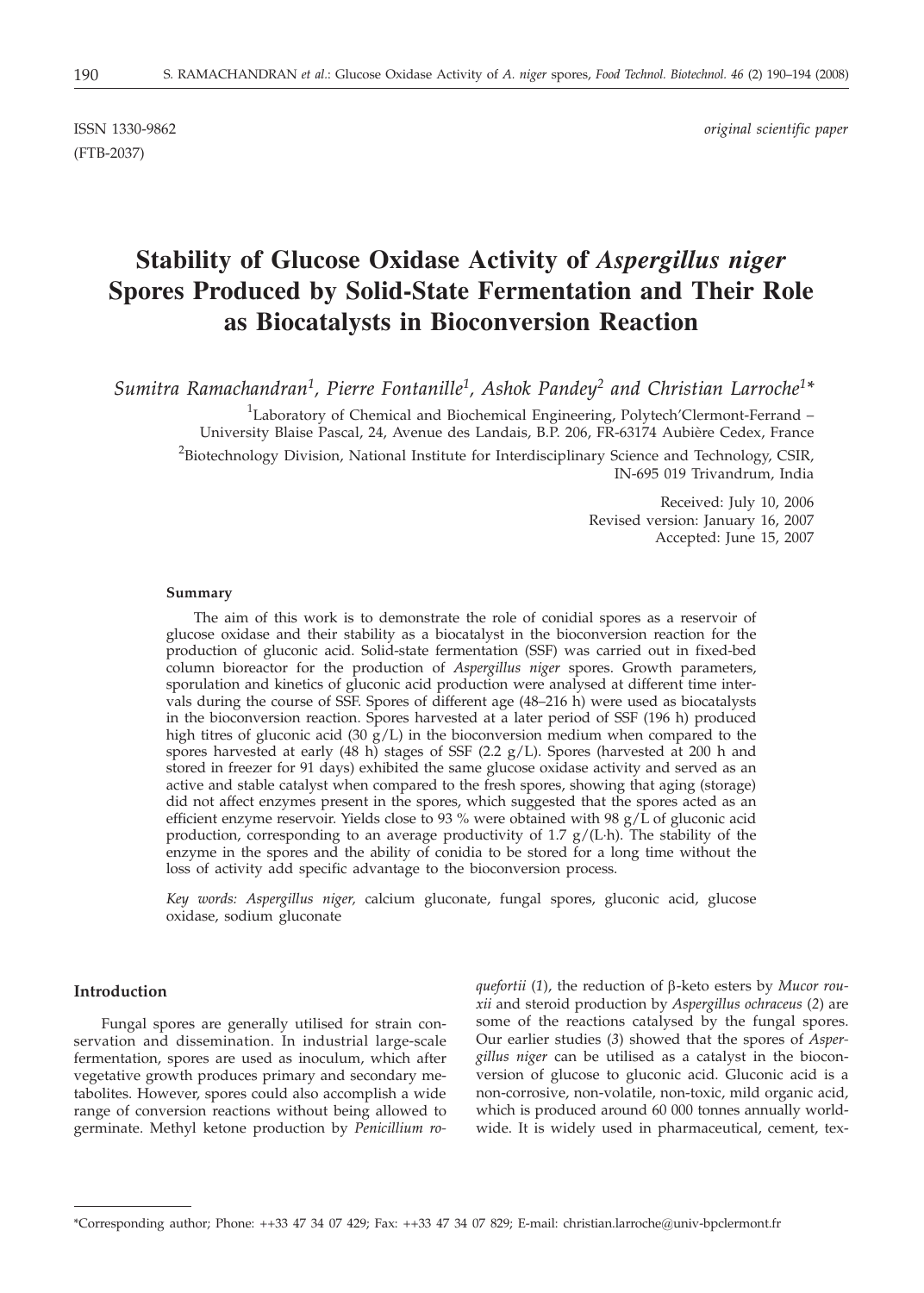ISSN 1330-9862 *original scientific paper*
(FTB-2037)

# Stability of Glucose Oxidase Activity of *Aspergillus niger* Spores Produced by Solid-State Fermentation and Their Role as Biocatalysts in Bioconversion Reaction

*Sumitra Ramachandran[1], Pierre Fontanille[1], Ashok Pandey[2] and Christian Larroche[1]**

[1]Laboratory of Chemical and Biochemical Engineering, Polytech'Clermont-Ferrand – University Blaise Pascal, 24, Avenue des Landais, B.P. 206, FR-63174 Aubière Cedex, France

[2]Biotechnology Division, National Institute for Interdisciplinary Science and Technology, CSIR, IN-695 019 Trivandrum, India

Received: July 10, 2006
Revised version: January 16, 2007
Accepted: June 15, 2007

### Summary

The aim of this work is to demonstrate the role of conidial spores as a reservoir of glucose oxidase and their stability as a biocatalyst in the bioconversion reaction for the production of gluconic acid. Solid-state fermentation (SSF) was carried out in fixed-bed column bioreactor for the production of *Aspergillus niger* spores. Growth parameters, sporulation and kinetics of gluconic acid production were analysed at different time intervals during the course of SSF. Spores of different age (48–216 h) were used as biocatalysts in the bioconversion reaction. Spores harvested at a later period of SSF (196 h) produced high titres of gluconic acid (30 g/L) in the bioconversion medium when compared to the spores harvested at early (48 h) stages of SSF (2.2 g/L). Spores (harvested at 200 h and stored in freezer for 91 days) exhibited the same glucose oxidase activity and served as an active and stable catalyst when compared to the fresh spores, showing that aging (storage) did not affect enzymes present in the spores, which suggested that the spores acted as an efficient enzyme reservoir. Yields close to 93 % were obtained with 98 g/L of gluconic acid production, corresponding to an average productivity of 1.7 g/(L·h). The stability of the enzyme in the spores and the ability of conidia to be stored for a long time without the loss of activity add specific advantage to the bioconversion process.

*Key words: Aspergillus niger*, calcium gluconate, fungal spores, gluconic acid, glucose oxidase, sodium gluconate

## Introduction

Fungal spores are generally utilised for strain conservation and dissemination. In industrial large-scale fermentation, spores are used as inoculum, which after vegetative growth produces primary and secondary metabolites. However, spores could also accomplish a wide range of conversion reactions without being allowed to germinate. Methyl ketone production by *Penicillium roqueforti* (*1*), the reduction of β-keto esters by *Mucor rouxii* and steroid production by *Aspergillus ochraceus* (*2*) are some of the reactions catalysed by the fungal spores. Our earlier studies (*3*) showed that the spores of *Aspergillus niger* can be utilised as a catalyst in the bioconversion of glucose to gluconic acid. Gluconic acid is a non-corrosive, non-volatile, non-toxic, mild organic acid, which is produced around 60 000 tonnes annually worldwide. It is widely used in pharmaceutical, cement, tex-

*Corresponding author; Phone: ++33 47 34 07 429; Fax: ++33 47 34 07 829; E-mail: christian.larroche@univ-bpclermont.fr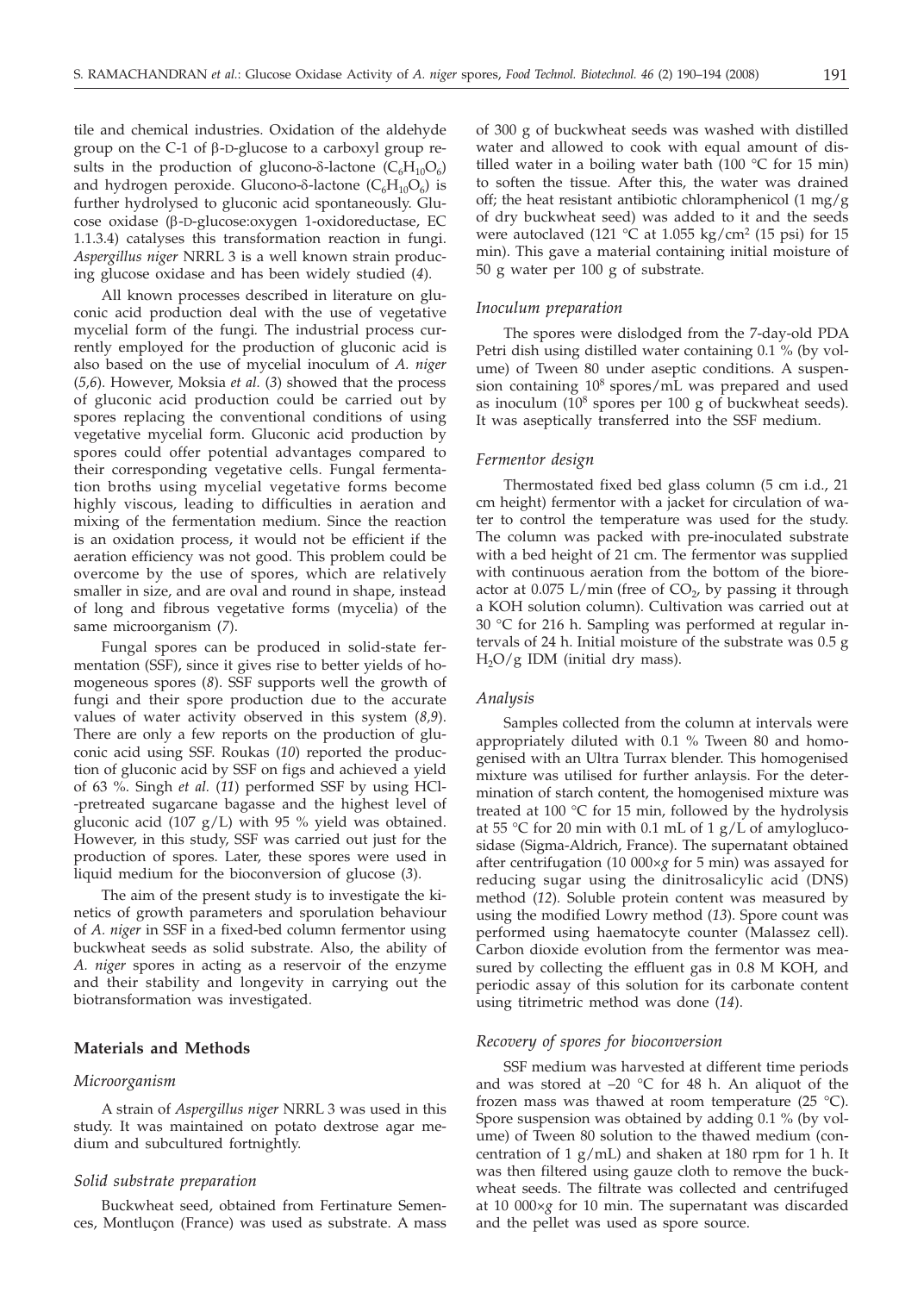tile and chemical industries. Oxidation of the aldehyde group on the C-1 of β-D-glucose to a carboxyl group results in the production of glucono-δ-lactone ($C_6H_{10}O_6$) and hydrogen peroxide. Glucono-δ-lactone ($C_6H_{10}O_6$) is further hydrolysed to gluconic acid spontaneously. Glucose oxidase (β-D-glucose:oxygen 1-oxidoreductase, EC 1.1.3.4) catalyses this transformation reaction in fungi. *Aspergillus niger* NRRL 3 is a well known strain producing glucose oxidase and has been widely studied (*4*).

All known processes described in literature on gluconic acid production deal with the use of vegetative mycelial form of the fungi. The industrial process currently employed for the production of gluconic acid is also based on the use of mycelial inoculum of *A. niger* (*5,6*). However, Moksia *et al.* (*3*) showed that the process of gluconic acid production could be carried out by spores replacing the conventional conditions of using vegetative mycelial form. Gluconic acid production by spores could offer potential advantages compared to their corresponding vegetative cells. Fungal fermentation broths using mycelial vegetative forms become highly viscous, leading to difficulties in aeration and mixing of the fermentation medium. Since the reaction is an oxidation process, it would not be efficient if the aeration efficiency was not good. This problem could be overcome by the use of spores, which are relatively smaller in size, and are oval and round in shape, instead of long and fibrous vegetative forms (mycelia) of the same microorganism (*7*).

Fungal spores can be produced in solid-state fermentation (SSF), since it gives rise to better yields of homogeneous spores (*8*). SSF supports well the growth of fungi and their spore production due to the accurate values of water activity observed in this system (*8,9*). There are only a few reports on the production of gluconic acid using SSF. Roukas (*10*) reported the production of gluconic acid by SSF on figs and achieved a yield of 63 %. Singh *et al.* (*11*) performed SSF by using HCl-pretreated sugarcane bagasse and the highest level of gluconic acid (107 g/L) with 95 % yield was obtained. However, in this study, SSF was carried out just for the production of spores. Later, these spores were used in liquid medium for the bioconversion of glucose (*3*).

The aim of the present study is to investigate the kinetics of growth parameters and sporulation behaviour of *A. niger* in SSF in a fixed-bed column fermentor using buckwheat seeds as solid substrate. Also, the ability of *A. niger* spores in acting as a reservoir of the enzyme and their stability and longevity in carrying out the biotransformation was investigated.

## Materials and Methods

### *Microorganism*

A strain of *Aspergillus niger* NRRL 3 was used in this study. It was maintained on potato dextrose agar medium and subcultured fortnightly.

### *Solid substrate preparation*

Buckwheat seed, obtained from Fertinature Semences, Montluçon (France) was used as substrate. A mass of 300 g of buckwheat seeds was washed with distilled water and allowed to cook with equal amount of distilled water in a boiling water bath (100 °C for 15 min) to soften the tissue. After this, the water was drained off; the heat resistant antibiotic chloramphenicol (1 mg/g of dry buckwheat seed) was added to it and the seeds were autoclaved (121 °C at 1.055 kg/cm$^2$ (15 psi) for 15 min). This gave a material containing initial moisture of 50 g water per 100 g of substrate.

### *Inoculum preparation*

The spores were dislodged from the 7-day-old PDA Petri dish using distilled water containing 0.1 % (by volume) of Tween 80 under aseptic conditions. A suspension containing $10^8$ spores/mL was prepared and used as inoculum ($10^8$ spores per 100 g of buckwheat seeds). It was aseptically transferred into the SSF medium.

### *Fermentor design*

Thermostated fixed bed glass column (5 cm i.d., 21 cm height) fermentor with a jacket for circulation of water to control the temperature was used for the study. The column was packed with pre-inoculated substrate with a bed height of 21 cm. The fermentor was supplied with continuous aeration from the bottom of the bioreactor at 0.075 L/min (free of $CO_2$, by passing it through a KOH solution column). Cultivation was carried out at 30 °C for 216 h. Sampling was performed at regular intervals of 24 h. Initial moisture of the substrate was 0.5 g $H_2O$/g IDM (initial dry mass).

### *Analysis*

Samples collected from the column at intervals were appropriately diluted with 0.1 % Tween 80 and homogenised with an Ultra Turrax blender. This homogenised mixture was utilised for further anlaysis. For the determination of starch content, the homogenised mixture was treated at 100 °C for 15 min, followed by the hydrolysis at 55 °C for 20 min with 0.1 mL of 1 g/L of amyloglucosidase (Sigma-Aldrich, France). The supernatant obtained after centrifugation (10 000×*g* for 5 min) was assayed for reducing sugar using the dinitrosalicylic acid (DNS) method (*12*). Soluble protein content was measured by using the modified Lowry method (*13*). Spore count was performed using haematocyte counter (Malassez cell). Carbon dioxide evolution from the fermentor was measured by collecting the effluent gas in 0.8 M KOH, and periodic assay of this solution for its carbonate content using titrimetric method was done (*14*).

### *Recovery of spores for bioconversion*

SSF medium was harvested at different time periods and was stored at −20 °C for 48 h. An aliquot of the frozen mass was thawed at room temperature (25 °C). Spore suspension was obtained by adding 0.1 % (by volume) of Tween 80 solution to the thawed medium (concentration of 1 g/mL) and shaken at 180 rpm for 1 h. It was then filtered using gauze cloth to remove the buckwheat seeds. The filtrate was collected and centrifuged at 10 000×*g* for 10 min. The supernatant was discarded and the pellet was used as spore source.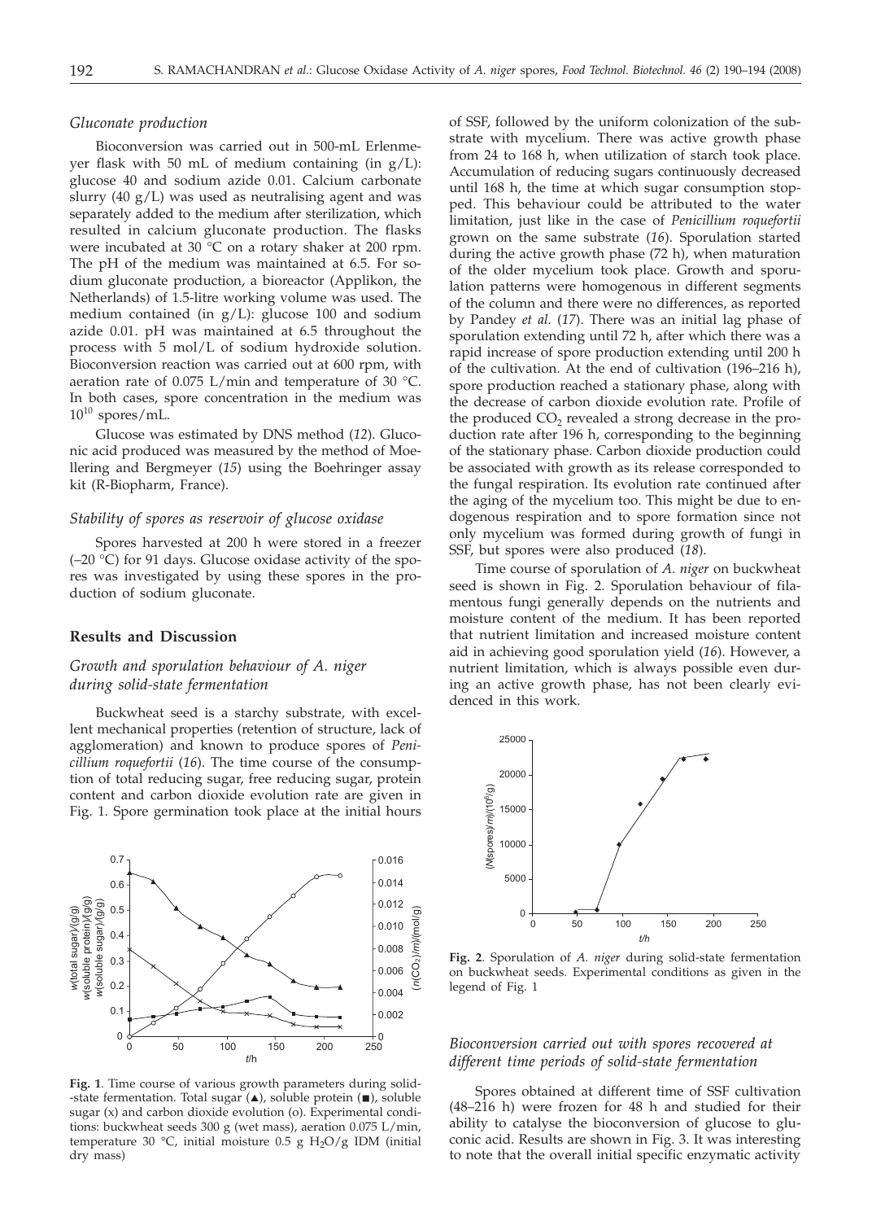### *Gluconate production*

Bioconversion was carried out in 500-mL Erlenmeyer flask with 50 mL of medium containing (in g/L): glucose 40 and sodium azide 0.01. Calcium carbonate slurry (40 g/L) was used as neutralising agent and was separately added to the medium after sterilization, which resulted in calcium gluconate production. The flasks were incubated at 30 °C on a rotary shaker at 200 rpm. The pH of the medium was maintained at 6.5. For sodium gluconate production, a bioreactor (Applikon, the Netherlands) of 1.5-litre working volume was used. The medium contained (in g/L): glucose 100 and sodium azide 0.01. pH was maintained at 6.5 throughout the process with 5 mol/L of sodium hydroxide solution. Bioconversion reaction was carried out at 600 rpm, with aeration rate of 0.075 L/min and temperature of 30 °C. In both cases, spore concentration in the medium was $10^{10}$ spores/mL.

Glucose was estimated by DNS method (*12*). Gluconic acid produced was measured by the method of Moellering and Bergmeyer (*15*) using the Boehringer assay kit (R-Biopharm, France).

### *Stability of spores as reservoir of glucose oxidase*

Spores harvested at 200 h were stored in a freezer (–20 °C) for 91 days. Glucose oxidase activity of the spores was investigated by using these spores in the production of sodium gluconate.

## Results and Discussion

### *Growth and sporulation behaviour of A. niger during solid-state fermentation*

Buckwheat seed is a starchy substrate, with excellent mechanical properties (retention of structure, lack of agglomeration) and known to produce spores of *Penicillium roquefortii* (*16*). The time course of the consumption of total reducing sugar, free reducing sugar, protein content and carbon dioxide evolution rate are given in Fig. 1. Spore germination took place at the initial hours of SSF, followed by the uniform colonization of the substrate with mycelium. There was active growth phase from 24 to 168 h, when utilization of starch took place. Accumulation of reducing sugars continuously decreased until 168 h, the time at which sugar consumption stopped. This behaviour could be attributed to the water limitation, just like in the case of *Penicillium roquefortii* grown on the same substrate (*16*). Sporulation started during the active growth phase (72 h), when maturation of the older mycelium took place. Growth and sporulation patterns were homogenous in different segments of the column and there were no differences, as reported by Pandey *et al.* (*17*). There was an initial lag phase of sporulation extending until 72 h, after which there was a rapid increase of spore production extending until 200 h of the cultivation. At the end of cultivation (196–216 h), spore production reached a stationary phase, along with the decrease of carbon dioxide evolution rate. Profile of the produced $CO_2$ revealed a strong decrease in the production rate after 196 h, corresponding to the beginning of the stationary phase. Carbon dioxide production could be associated with growth as its release corresponded to the fungal respiration. Its evolution rate continued after the aging of the mycelium too. This might be due to endogenous respiration and to spore formation since not only mycelium was formed during growth of fungi in SSF, but spores were also produced (*18*).

**Fig. 1**. Time course of various growth parameters during solid-state fermentation. Total sugar (▲), soluble protein (■), soluble sugar (x) and carbon dioxide evolution (o). Experimental conditions: buckwheat seeds 300 g (wet mass), aeration 0.075 L/min, temperature 30 °C, initial moisture 0.5 g $H_2O$/g IDM (initial dry mass)

Time course of sporulation of *A. niger* on buckwheat seed is shown in Fig. 2. Sporulation behaviour of filamentous fungi generally depends on the nutrients and moisture content of the medium. It has been reported that nutrient limitation and increased moisture content aid in achieving good sporulation yield (*16*). However, a nutrient limitation, which is always possible even during an active growth phase, has not been clearly evidenced in this work.

**Fig. 2**. Sporulation of *A. niger* during solid-state fermentation on buckwheat seeds. Experimental conditions as given in the legend of Fig. 1

### *Bioconversion carried out with spores recovered at different time periods of solid-state fermentation*

Spores obtained at different time of SSF cultivation (48–216 h) were frozen for 48 h and studied for their ability to catalyse the bioconversion of glucose to gluconic acid. Results are shown in Fig. 3. It was interesting to note that the overall initial specific enzymatic activity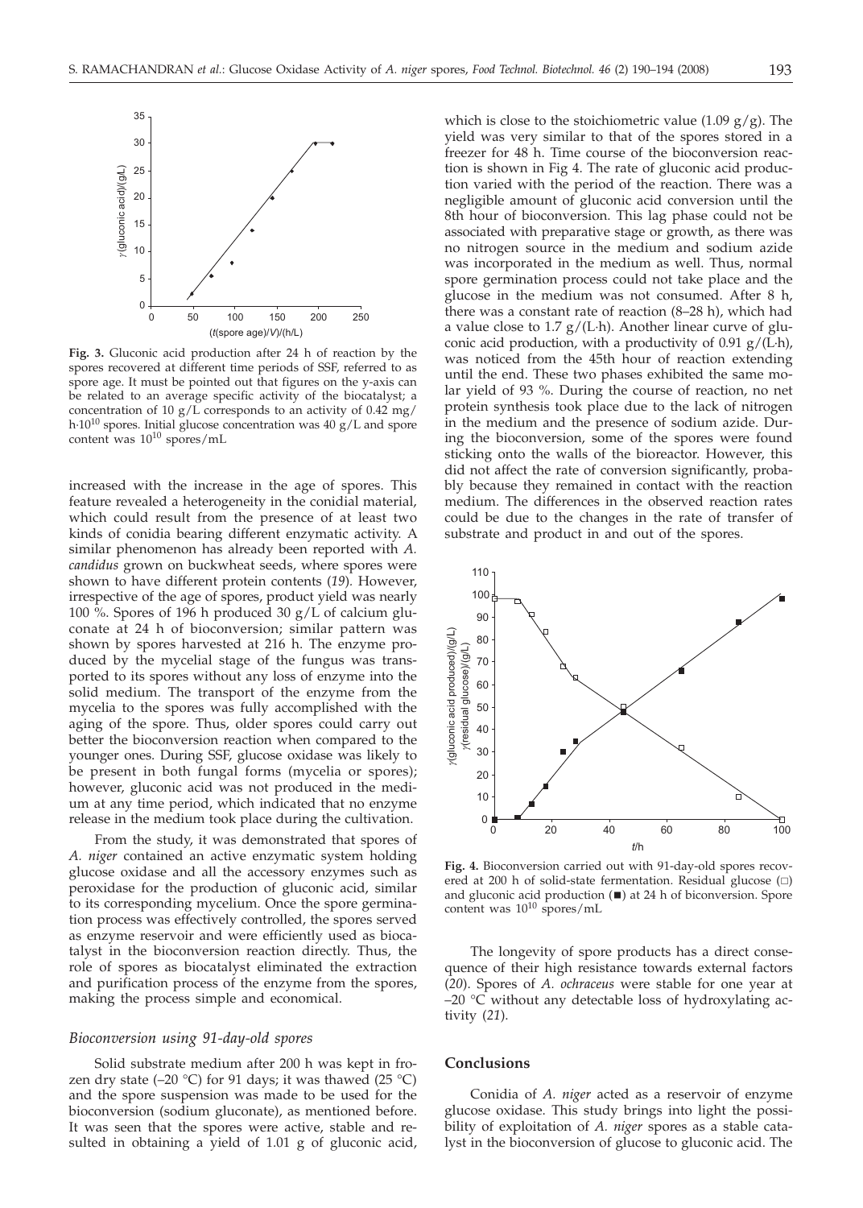**Fig. 3.** Gluconic acid production after 24 h of reaction by the spores recovered at different time periods of SSF, referred to as spore age. It must be pointed out that figures on the y-axis can be related to an average specific activity of the biocatalyst; a concentration of 10 g/L corresponds to an activity of 0.42 mg/h·$10^{10}$ spores. Initial glucose concentration was 40 g/L and spore content was $10^{10}$ spores/mL

increased with the increase in the age of spores. This feature revealed a heterogeneity in the conidial material, which could result from the presence of at least two kinds of conidia bearing different enzymatic activity. A similar phenomenon has already been reported with *A. candidus* grown on buckwheat seeds, where spores were shown to have different protein contents (*19*). However, irrespective of the age of spores, product yield was nearly 100 %. Spores of 196 h produced 30 g/L of calcium gluconate at 24 h of bioconversion; similar pattern was shown by spores harvested at 216 h. The enzyme produced by the mycelial stage of the fungus was transported to its spores without any loss of enzyme into the solid medium. The transport of the enzyme from the mycelia to the spores was fully accomplished with the aging of the spore. Thus, older spores could carry out better the bioconversion reaction when compared to the younger ones. During SSF, glucose oxidase was likely to be present in both fungal forms (mycelia or spores); however, gluconic acid was not produced in the medium at any time period, which indicated that no enzyme release in the medium took place during the cultivation.

From the study, it was demonstrated that spores of *A. niger* contained an active enzymatic system holding glucose oxidase and all the accessory enzymes such as peroxidase for the production of gluconic acid, similar to its corresponding mycelium. Once the spore germination process was effectively controlled, the spores served as enzyme reservoir and were efficiently used as biocatalyst in the bioconversion reaction directly. Thus, the role of spores as biocatalyst eliminated the extraction and purification process of the enzyme from the spores, making the process simple and economical.

### *Bioconversion using 91-day-old spores*

Solid substrate medium after 200 h was kept in frozen dry state (–20 °C) for 91 days; it was thawed (25 °C) and the spore suspension was made to be used for the bioconversion (sodium gluconate), as mentioned before. It was seen that the spores were active, stable and resulted in obtaining a yield of 1.01 g of gluconic acid, which is close to the stoichiometric value (1.09 g/g). The yield was very similar to that of the spores stored in a freezer for 48 h. Time course of the bioconversion reaction is shown in Fig 4. The rate of gluconic acid production varied with the period of the reaction. There was a negligible amount of gluconic acid conversion until the 8th hour of bioconversion. This lag phase could not be associated with preparative stage or growth, as there was no nitrogen source in the medium and sodium azide was incorporated in the medium as well. Thus, normal spore germination process could not take place and the glucose in the medium was not consumed. After 8 h, there was a constant rate of reaction (8–28 h), which had a value close to 1.7 g/(L·h). Another linear curve of gluconic acid production, with a productivity of 0.91 g/(L·h), was noticed from the 45th hour of reaction extending until the end. These two phases exhibited the same molar yield of 93 %. During the course of reaction, no net protein synthesis took place due to the lack of nitrogen in the medium and the presence of sodium azide. During the bioconversion, some of the spores were found sticking onto the walls of the bioreactor. However, this did not affect the rate of conversion significantly, probably because they remained in contact with the reaction medium. The differences in the observed reaction rates could be due to the changes in the rate of transfer of substrate and product in and out of the spores.

**Fig. 4.** Bioconversion carried out with 91-day-old spores recovered at 200 h of solid-state fermentation. Residual glucose (□) and gluconic acid production (■) at 24 h of biconversion. Spore content was $10^{10}$ spores/mL

The longevity of spore products has a direct consequence of their high resistance towards external factors (*20*). Spores of *A. ochraceus* were stable for one year at –20 °C without any detectable loss of hydroxylating activity (*21*).

## Conclusions

Conidia of *A. niger* acted as a reservoir of enzyme glucose oxidase. This study brings into light the possibility of exploitation of *A. niger* spores as a stable catalyst in the bioconversion of glucose to gluconic acid. The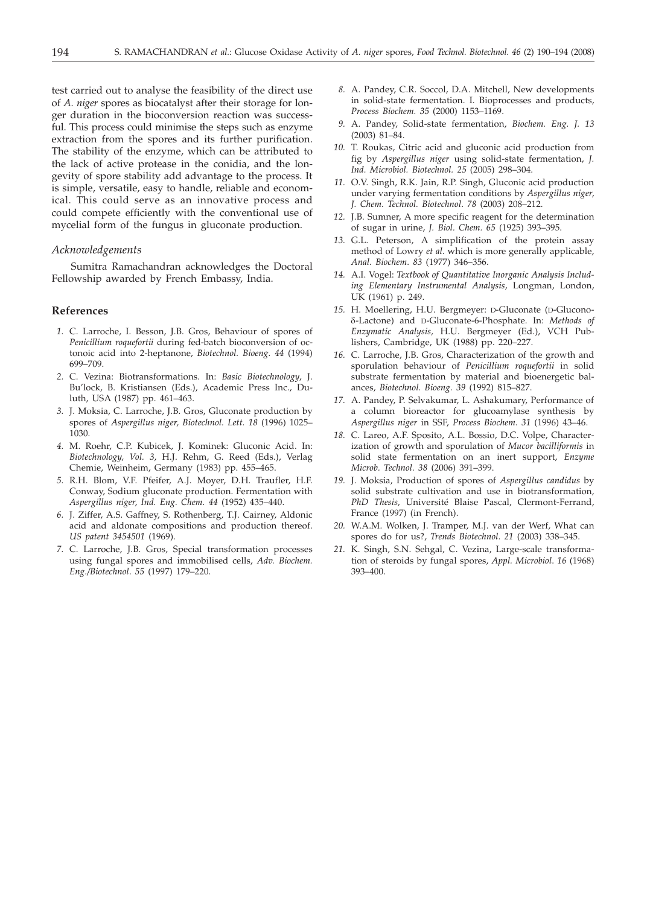test carried out to analyse the feasibility of the direct use of *A. niger* spores as biocatalyst after their storage for longer duration in the bioconversion reaction was successful. This process could minimise the steps such as enzyme extraction from the spores and its further purification. The stability of the enzyme, which can be attributed to the lack of active protease in the conidia, and the longevity of spore stability add advantage to the process. It is simple, versatile, easy to handle, reliable and economical. This could serve as an innovative process and could compete efficiently with the conventional use of mycelial form of the fungus in gluconate production.

### *Acknowledgements*

Sumitra Ramachandran acknowledges the Doctoral Fellowship awarded by French Embassy, India.

## References

1. C. Larroche, I. Besson, J.B. Gros, Behaviour of spores of *Penicillium roquefortii* during fed-batch bioconversion of octonoic acid into 2-heptanone, *Biotechnol. Bioeng. 44* (1994) 699–709.
2. C. Vezina: Biotransformations. In: *Basic Biotechnology*, J. Bu'lock, B. Kristiansen (Eds.), Academic Press Inc., Duluth, USA (1987) pp. 461–463.
3. J. Moksia, C. Larroche, J.B. Gros, Gluconate production by spores of *Aspergillus niger*, *Biotechnol. Lett. 18* (1996) 1025–1030.
4. M. Roehr, C.P. Kubicek, J. Kominek: Gluconic Acid. In: *Biotechnology, Vol. 3*, H.J. Rehm, G. Reed (Eds.), Verlag Chemie, Weinheim, Germany (1983) pp. 455–465.
5. R.H. Blom, V.F. Pfeifer, A.J. Moyer, D.H. Traufler, H.F. Conway, Sodium gluconate production. Fermentation with *Aspergillus niger*, *Ind. Eng. Chem. 44* (1952) 435–440.
6. J. Ziffer, A.S. Gaffney, S. Rothenberg, T.J. Cairney, Aldonic acid and aldonate compositions and production thereof. *US patent 3454501* (1969).
7. C. Larroche, J.B. Gros, Special transformation processes using fungal spores and immobilised cells, *Adv. Biochem. Eng./Biotechnol. 55* (1997) 179–220.
8. A. Pandey, C.R. Soccol, D.A. Mitchell, New developments in solid-state fermentation. I. Bioprocesses and products, *Process Biochem. 35* (2000) 1153–1169.
9. A. Pandey, Solid-state fermentation, *Biochem. Eng. J. 13* (2003) 81–84.
10. T. Roukas, Citric acid and gluconic acid production from fig by *Aspergillus niger* using solid-state fermentation, *J. Ind. Microbiol. Biotechnol. 25* (2005) 298–304.
11. O.V. Singh, R.K. Jain, R.P. Singh, Gluconic acid production under varying fermentation conditions by *Aspergillus niger*, *J. Chem. Technol. Biotechnol. 78* (2003) 208–212.
12. J.B. Sumner, A more specific reagent for the determination of sugar in urine, *J. Biol. Chem. 65* (1925) 393–395.
13. G.L. Peterson, A simplification of the protein assay method of Lowry *et al.* which is more generally applicable, *Anal. Biochem. 83* (1977) 346–356.
14. A.I. Vogel: *Textbook of Quantitative Inorganic Analysis Including Elementary Instrumental Analysis*, Longman, London, UK (1961) p. 249.
15. H. Moellering, H.U. Bergmeyer: D-Gluconate (D-Glucono-δ-Lactone) and D-Gluconate-6-Phosphate. In: *Methods of Enzymatic Analysis*, H.U. Bergmeyer (Ed.), VCH Publishers, Cambridge, UK (1988) pp. 220–227.
16. C. Larroche, J.B. Gros, Characterization of the growth and sporulation behaviour of *Penicillium roquefortii* in solid substrate fermentation by material and bioenergetic balances, *Biotechnol. Bioeng. 39* (1992) 815–827.
17. A. Pandey, P. Selvakumar, L. Ashakumary, Performance of a column bioreactor for glucoamylase synthesis by *Aspergillus niger* in SSF, *Process Biochem. 31* (1996) 43–46.
18. C. Lareo, A.F. Sposito, A.L. Bossio, D.C. Volpe, Characterization of growth and sporulation of *Mucor bacilliformis* in solid state fermentation on an inert support, *Enzyme Microb. Technol. 38* (2006) 391–399.
19. J. Moksia, Production of spores of *Aspergillus candidus* by solid substrate cultivation and use in biotransformation, *PhD Thesis*, Université Blaise Pascal, Clermont-Ferrand, France (1997) (in French).
20. W.A.M. Wolken, J. Tramper, M.J. van der Werf, What can spores do for us?, *Trends Biotechnol. 21* (2003) 338–345.
21. K. Singh, S.N. Sehgal, C. Vezina, Large-scale transformation of steroids by fungal spores, *Appl. Microbiol. 16* (1968) 393–400.